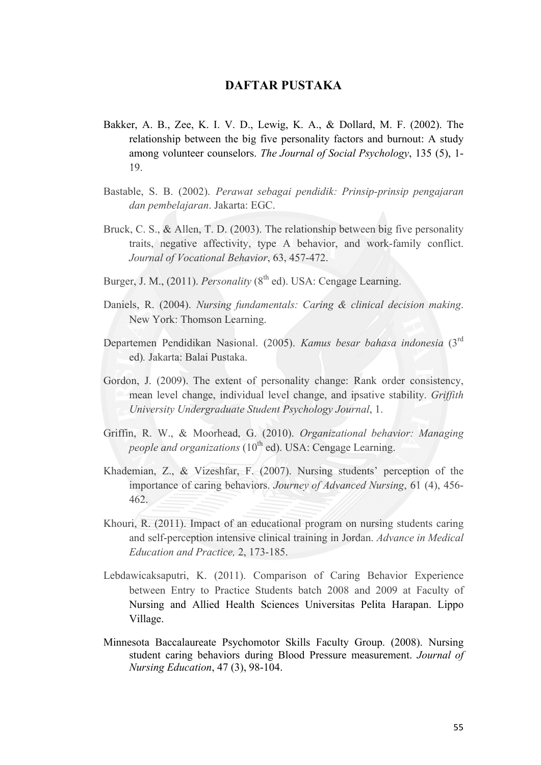# DAFTAR PUSTAKA

Bakker, A. B., Zee, K. I. V. D., Lewig, K. A., & Dollard, M. F. (2002). The relationship between the big five personality factors and burnout: A study among volunteer counselors. *The Journal of Social Psychology*, 135 (5), 1-19.

Bastable, S. B. (2002). *Perawat sebagai pendidik: Prinsip-prinsip pengajaran dan pembelajaran*. Jakarta: EGC.

Bruck, C. S., & Allen, T. D. (2003). The relationship between big five personality traits, negative affectivity, type A behavior, and work-family conflict. *Journal of Vocational Behavior*, 63, 457-472.

Burger, J. M., (2011). *Personality* (8th ed). USA: Cengage Learning.

Daniels, R. (2004). *Nursing fundamentals: Caring & clinical decision making*. New York: Thomson Learning.

Departemen Pendidikan Nasional. (2005). *Kamus besar bahasa indonesia* (3rd ed). Jakarta: Balai Pustaka.

Gordon, J. (2009). The extent of personality change: Rank order consistency, mean level change, individual level change, and ipsative stability. *Griffith University Undergraduate Student Psychology Journal*, 1.

Griffin, R. W., & Moorhead, G. (2010). *Organizational behavior: Managing people and organizations* (10th ed). USA: Cengage Learning.

Khademian, Z., & Vizeshfar, F. (2007). Nursing students' perception of the importance of caring behaviors. *Journey of Advanced Nursing*, 61 (4), 456-462.

Khouri, R. (2011). Impact of an educational program on nursing students caring and self-perception intensive clinical training in Jordan. *Advance in Medical Education and Practice,* 2, 173-185.

Lebdawicaksaputri, K. (2011). Comparison of Caring Behavior Experience between Entry to Practice Students batch 2008 and 2009 at Faculty of Nursing and Allied Health Sciences Universitas Pelita Harapan. Lippo Village.

Minnesota Baccalaureate Psychomotor Skills Faculty Group. (2008). Nursing student caring behaviors during Blood Pressure measurement. *Journal of Nursing Education*, 47 (3), 98-104.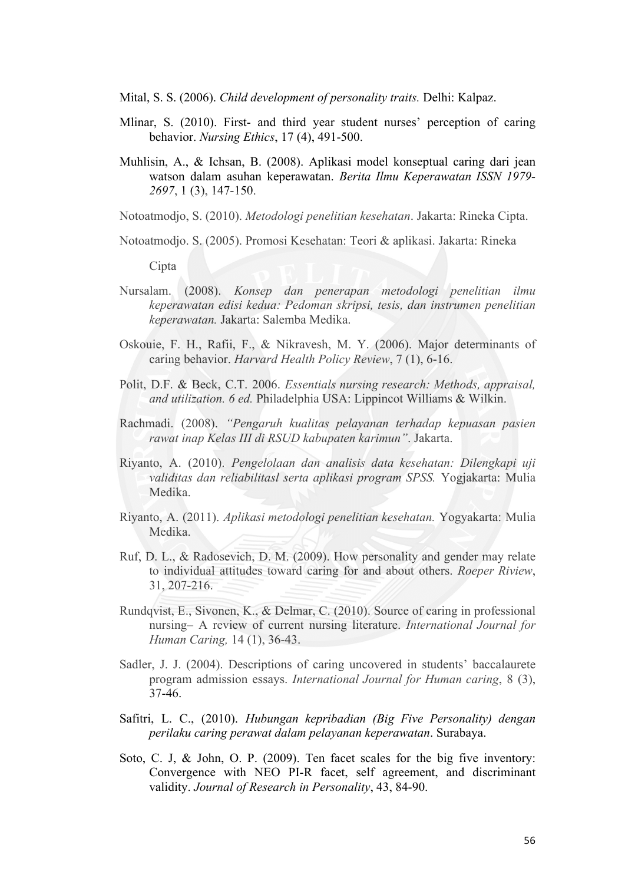Mital, S. S. (2006). *Child development of personality traits.* Delhi: Kalpaz.

Mlinar, S. (2010). First- and third year student nurses' perception of caring behavior. *Nursing Ethics*, 17 (4), 491-500.

Muhlisin, A., & Ichsan, B. (2008). Aplikasi model konseptual caring dari jean watson dalam asuhan keperawatan. *Berita Ilmu Keperawatan ISSN 1979-2697*, 1 (3), 147-150.

Notoatmodjo, S. (2010). *Metodologi penelitian kesehatan*. Jakarta: Rineka Cipta.

Notoatmodjo. S. (2005). Promosi Kesehatan: Teori & aplikasi. Jakarta: Rineka Cipta

Nursalam. (2008). *Konsep dan penerapan metodologi penelitian ilmu keperawatan edisi kedua: Pedoman skripsi, tesis, dan instrumen penelitian keperawatan.* Jakarta: Salemba Medika.

Oskouie, F. H., Rafii, F., & Nikravesh, M. Y. (2006). Major determinants of caring behavior. *Harvard Health Policy Review*, 7 (1), 6-16.

Polit, D.F. & Beck, C.T. 2006. *Essentials nursing research: Methods, appraisal, and utilization. 6 ed.* Philadelphia USA: Lippincot Williams & Wilkin.

Rachmadi. (2008). *"Pengaruh kualitas pelayanan terhadap kepuasan pasien rawat inap Kelas III di RSUD kabupaten karimun"*. Jakarta.

Riyanto, A. (2010). *Pengelolaan dan analisis data kesehatan: Dilengkapi uji validitas dan reliabilitasl serta aplikasi program SPSS.* Yogjakarta: Mulia Medika.

Riyanto, A. (2011). *Aplikasi metodologi penelitian kesehatan.* Yogyakarta: Mulia Medika.

Ruf, D. L., & Radosevich, D. M. (2009). How personality and gender may relate to individual attitudes toward caring for and about others. *Roeper Riview*, 31, 207-216.

Rundqvist, E., Sivonen, K., & Delmar, C. (2010). Source of caring in professional nursing– A review of current nursing literature. *International Journal for Human Caring,* 14 (1), 36-43.

Sadler, J. J. (2004). Descriptions of caring uncovered in students' baccalaurete program admission essays. *International Journal for Human caring*, 8 (3), 37-46.

Safitri, L. C., (2010). *Hubungan kepribadian (Big Five Personality) dengan perilaku caring perawat dalam pelayanan keperawatan*. Surabaya.

Soto, C. J, & John, O. P. (2009). Ten facet scales for the big five inventory: Convergence with NEO PI-R facet, self agreement, and discriminant validity. *Journal of Research in Personality*, 43, 84-90.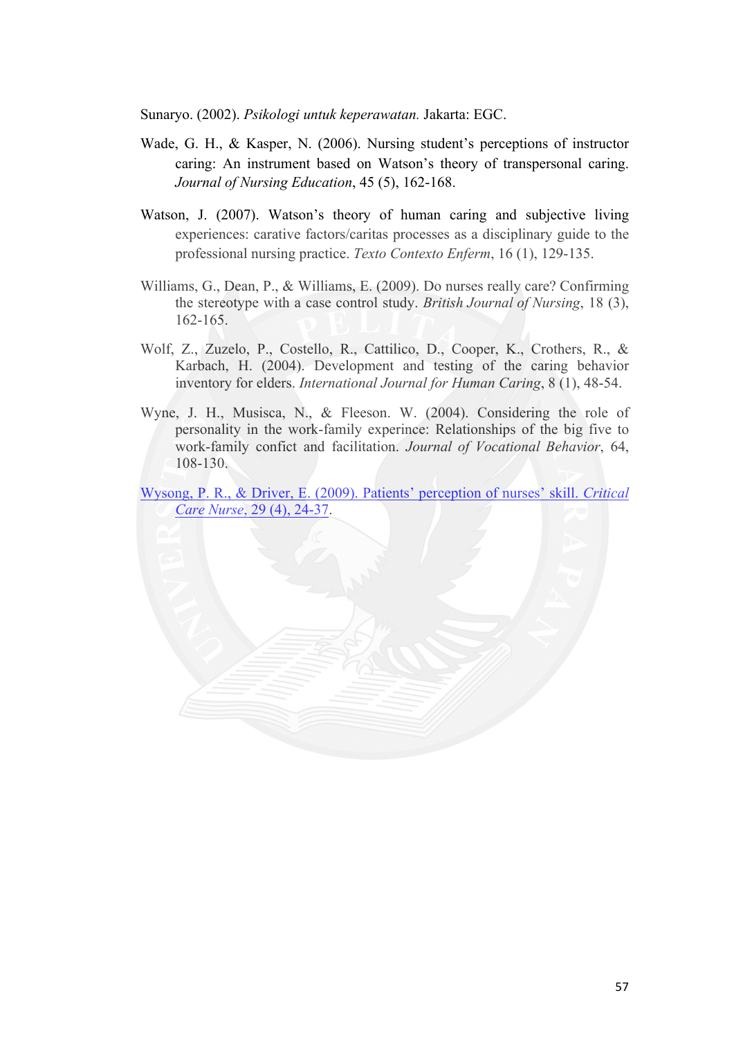Sunaryo. (2002). *Psikologi untuk keperawatan.* Jakarta: EGC.

Wade, G. H., & Kasper, N. (2006). Nursing student's perceptions of instructor caring: An instrument based on Watson's theory of transpersonal caring. *Journal of Nursing Education*, 45 (5), 162-168.

Watson, J. (2007). Watson's theory of human caring and subjective living experiences: carative factors/caritas processes as a disciplinary guide to the professional nursing practice. *Texto Contexto Enferm*, 16 (1), 129-135.

Williams, G., Dean, P., & Williams, E. (2009). Do nurses really care? Confirming the stereotype with a case control study. *British Journal of Nursing*, 18 (3), 162-165.

Wolf, Z., Zuzelo, P., Costello, R., Cattilico, D., Cooper, K., Crothers, R., & Karbach, H. (2004). Development and testing of the caring behavior inventory for elders. *International Journal for Human Caring*, 8 (1), 48-54.

Wyne, J. H., Musisca, N., & Fleeson. W. (2004). Considering the role of personality in the work-family experince: Relationships of the big five to work-family confict and facilitation. *Journal of Vocational Behavior*, 64, 108-130.

Wysong, P. R., & Driver, E. (2009). Patients' perception of nurses' skill. *Critical Care Nurse*, 29 (4), 24-37.